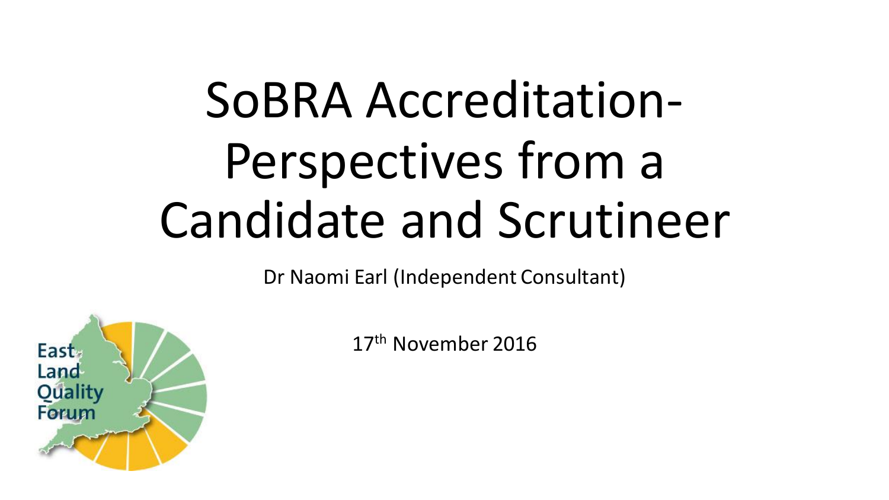# SoBRA Accreditation- Perspectives from a Candidate and Scrutineer

Dr Naomi Earl (Independent Consultant)

17th November 2016

East Land Quality Forum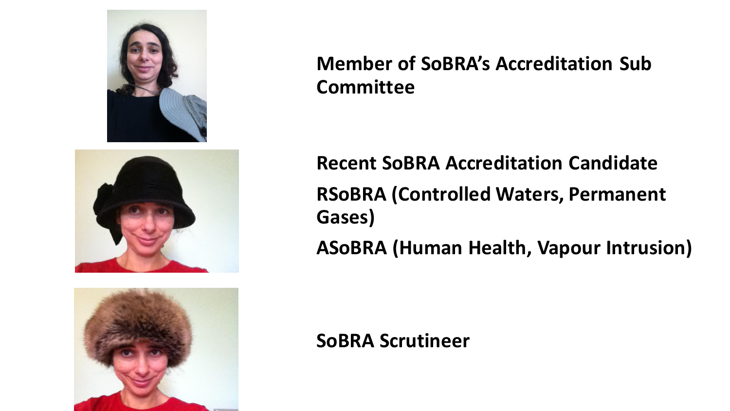**Member of SoBRA's Accreditation Sub Committee**

**Recent SoBRA Accreditation Candidate**

**RSoBRA (Controlled Waters, Permanent Gases)**

**ASoBRA (Human Health, Vapour Intrusion)**

**SoBRA Scrutineer**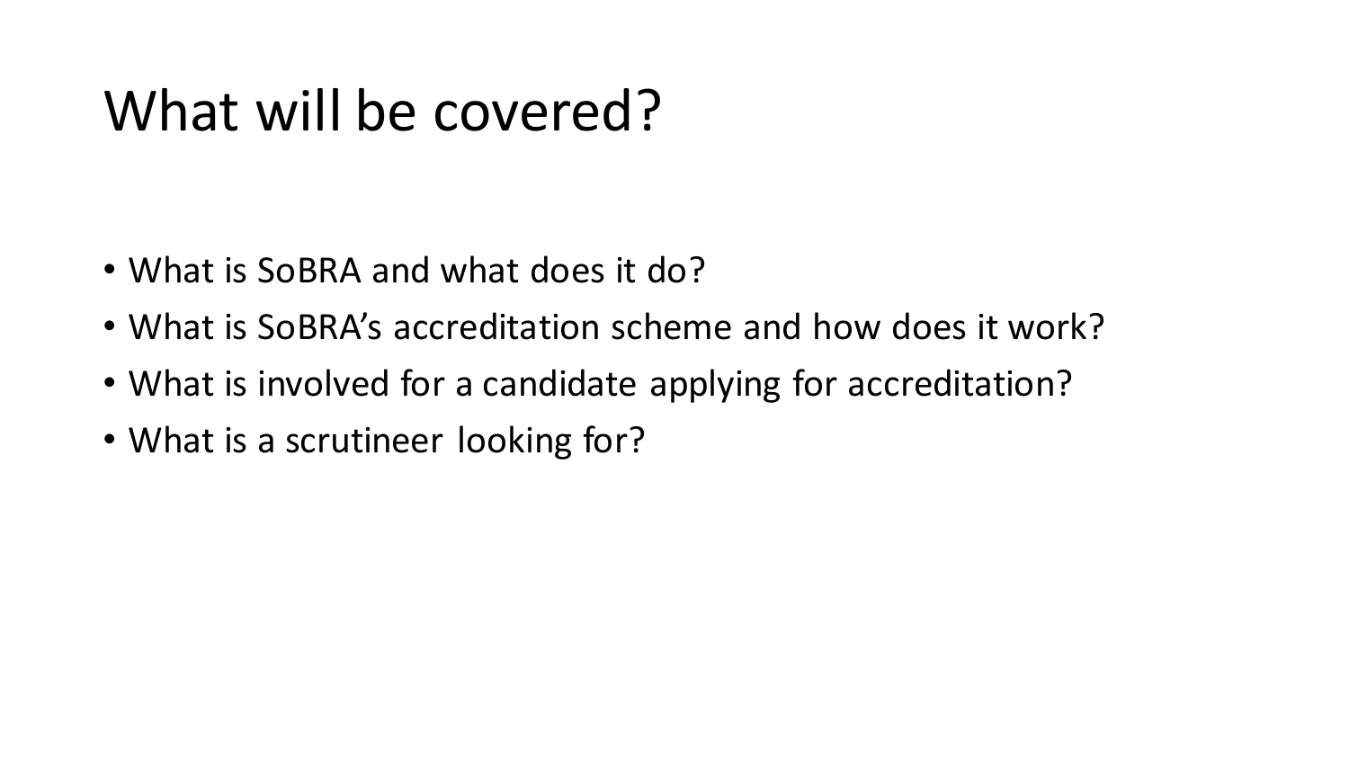# What will be covered?

- What is SoBRA and what does it do?
- What is SoBRA's accreditation scheme and how does it work?
- What is involved for a candidate applying for accreditation?
- What is a scrutineer looking for?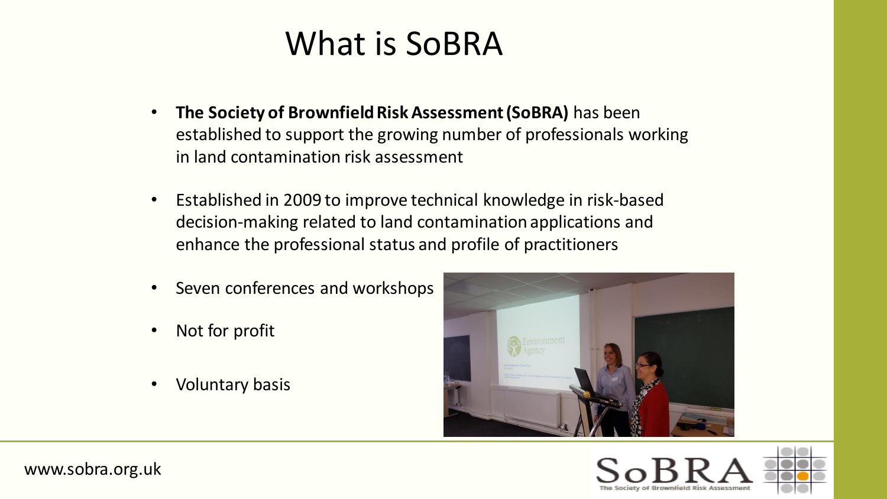# What is SoBRA

- **The Society of Brownfield Risk Assessment (SoBRA)** has been established to support the growing number of professionals working in land contamination risk assessment
- Established in 2009 to improve technical knowledge in risk-based decision-making related to land contamination applications and enhance the professional status and profile of practitioners
- Seven conferences and workshops
- Not for profit
- Voluntary basis

www.sobra.org.uk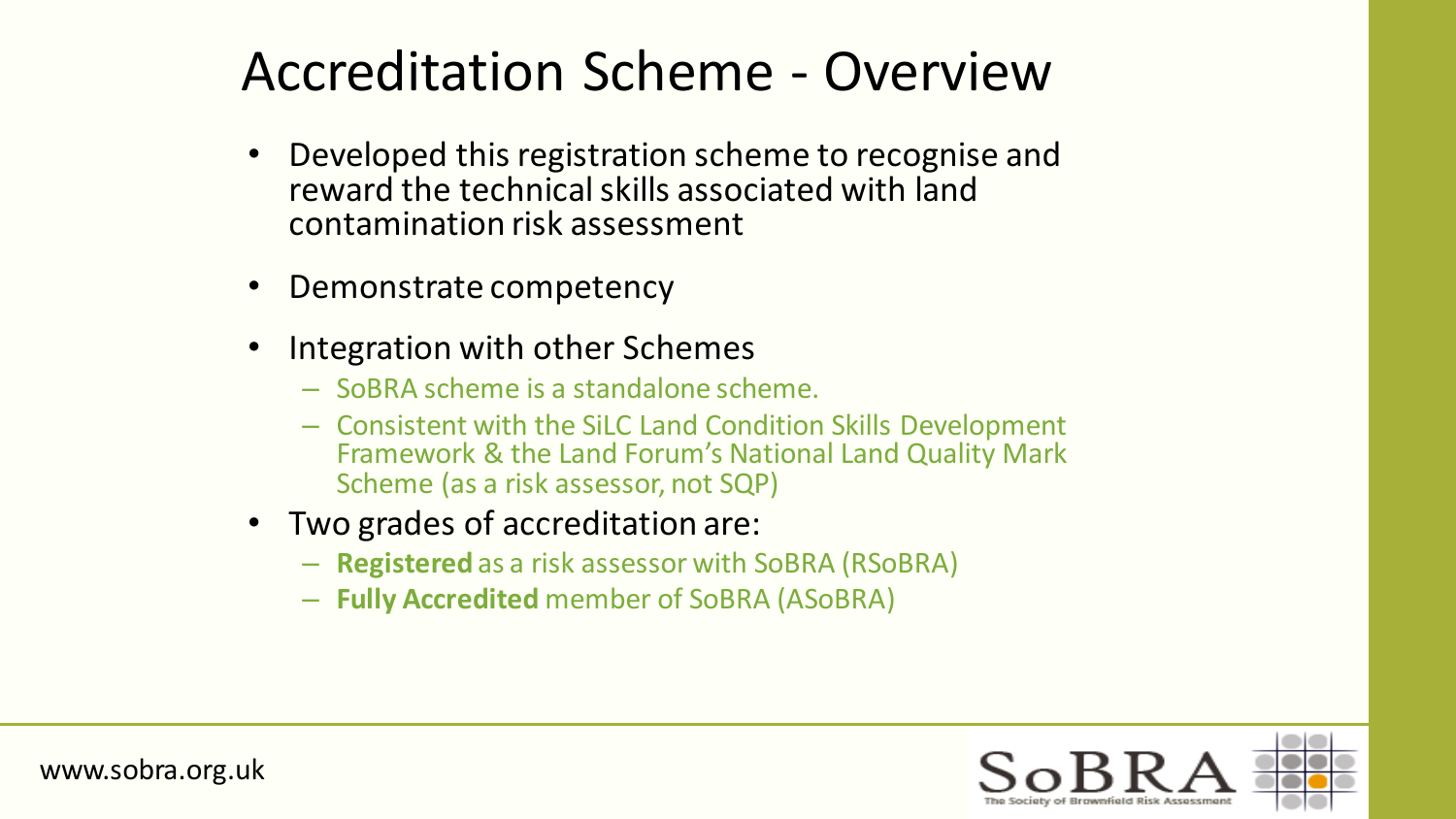# Accreditation Scheme - Overview

- Developed this registration scheme to recognise and reward the technical skills associated with land contamination risk assessment
- Demonstrate competency
- Integration with other Schemes
  - SoBRA scheme is a standalone scheme.
  - Consistent with the SiLC Land Condition Skills Development Framework & the Land Forum's National Land Quality Mark Scheme (as a risk assessor, not SQP)
- Two grades of accreditation are:
  - **Registered** as a risk assessor with SoBRA (RSoBRA)
  - **Fully Accredited** member of SoBRA (ASoBRA)

www.sobra.org.uk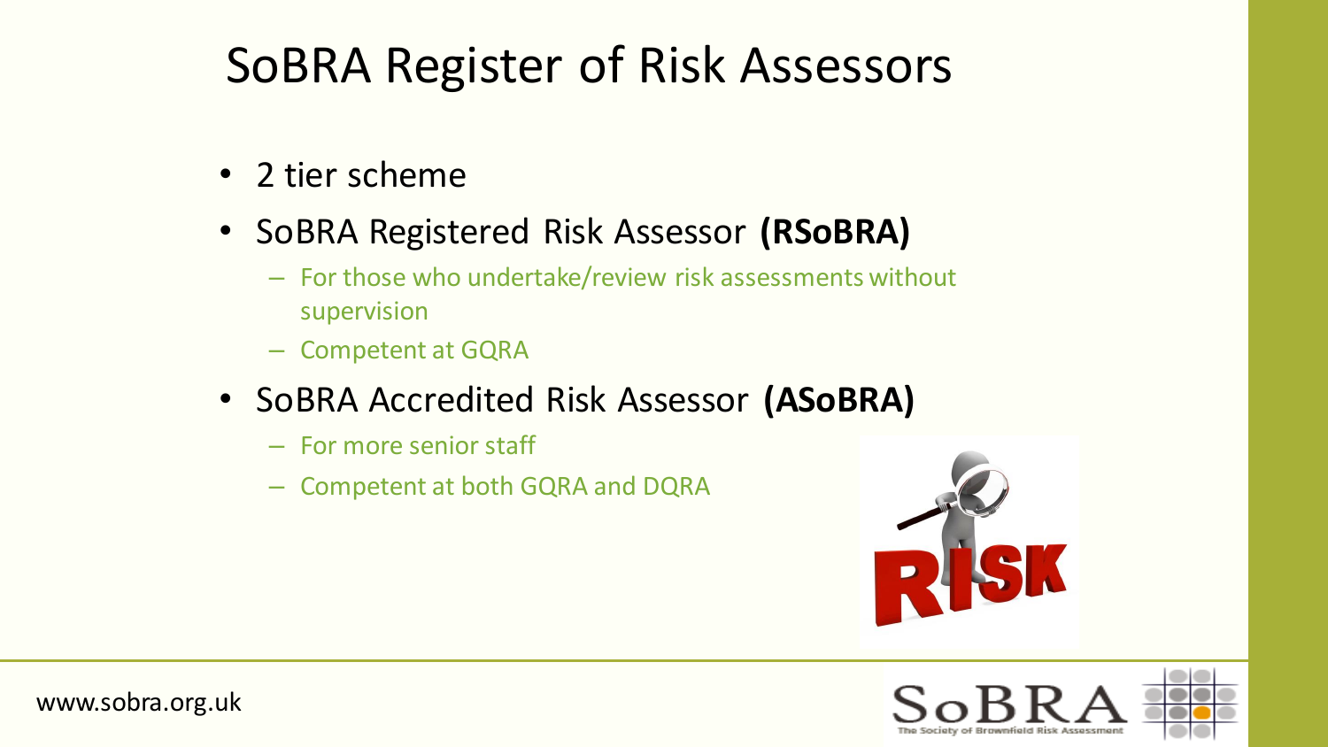# SoBRA Register of Risk Assessors

- 2 tier scheme
- SoBRA Registered Risk Assessor **(RSoBRA)**
  - For those who undertake/review risk assessments without supervision
  - Competent at GQRA
- SoBRA Accredited Risk Assessor **(ASoBRA)**
  - For more senior staff
  - Competent at both GQRA and DQRA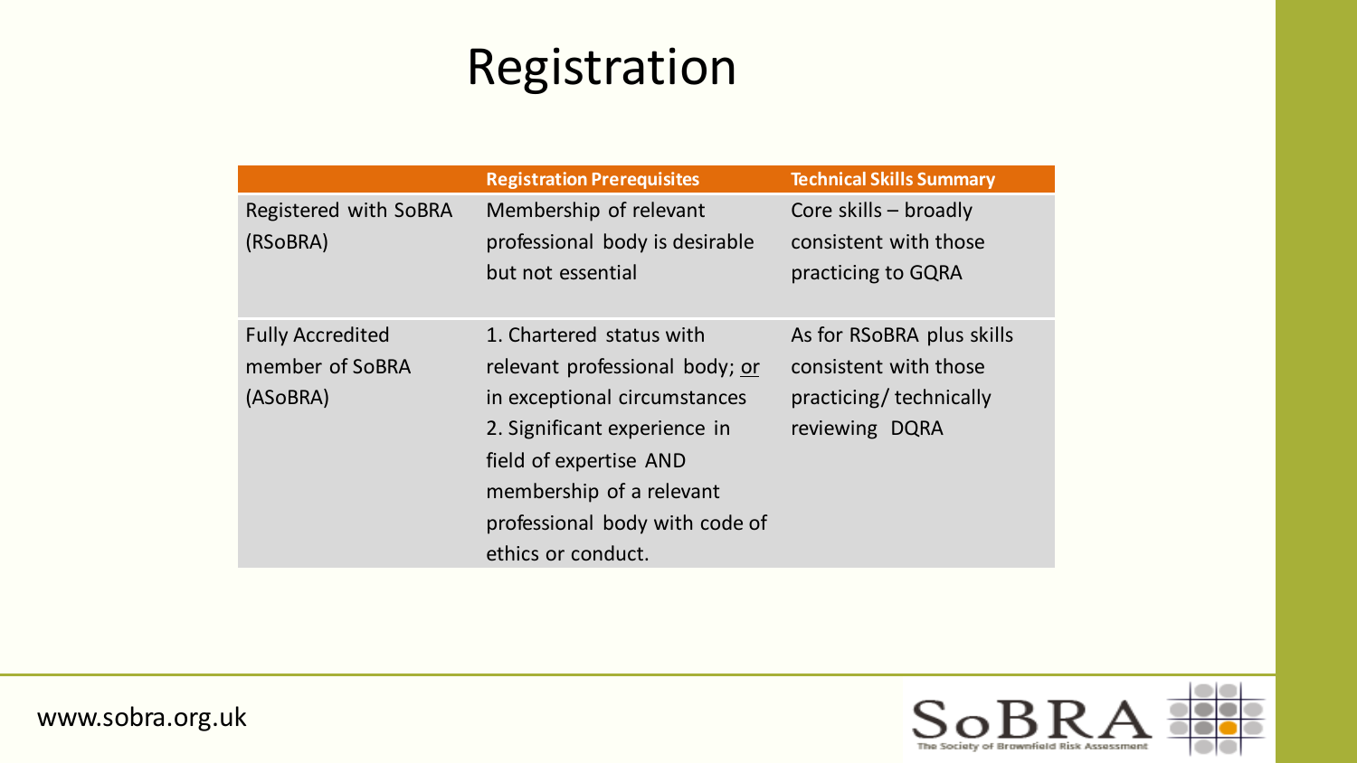# Registration

| | Registration Prerequisites | Technical Skills Summary |
|---|---|---|
| Registered with SoBRA (RSoBRA) | Membership of relevant professional body is desirable but not essential | Core skills – broadly consistent with those practicing to GQRA |
| Fully Accredited member of SoBRA (ASoBRA) | 1. Chartered status with relevant professional body; <u>or</u> in exceptional circumstances 2. Significant experience in field of expertise AND membership of a relevant professional body with code of ethics or conduct. | As for RSoBRA plus skills consistent with those practicing/ technically reviewing DQRA |

www.sobra.org.uk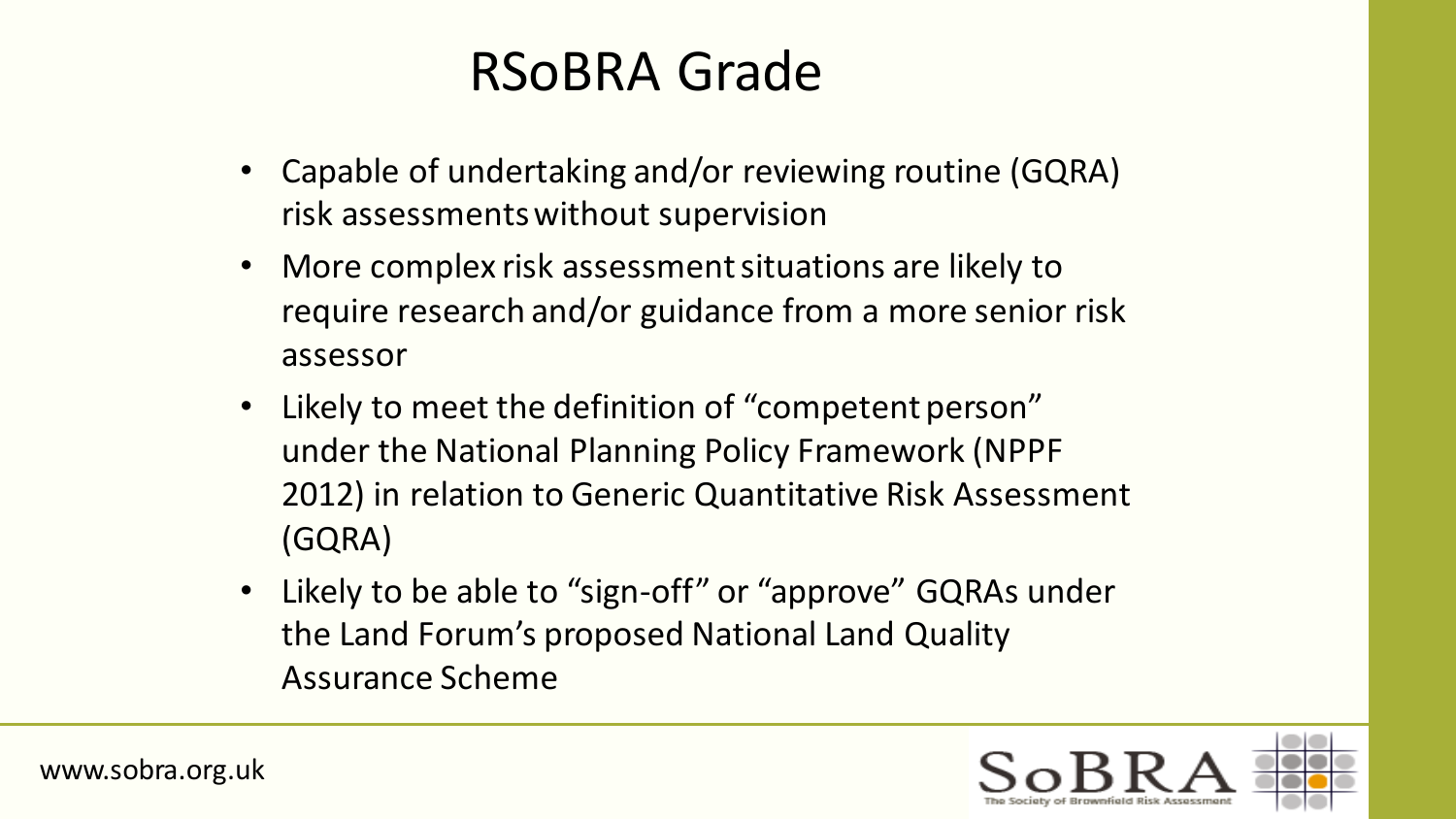# RSoBRA Grade

- Capable of undertaking and/or reviewing routine (GQRA) risk assessments without supervision
- More complex risk assessment situations are likely to require research and/or guidance from a more senior risk assessor
- Likely to meet the definition of "competent person" under the National Planning Policy Framework (NPPF 2012) in relation to Generic Quantitative Risk Assessment (GQRA)
- Likely to be able to "sign-off" or "approve" GQRAs under the Land Forum's proposed National Land Quality Assurance Scheme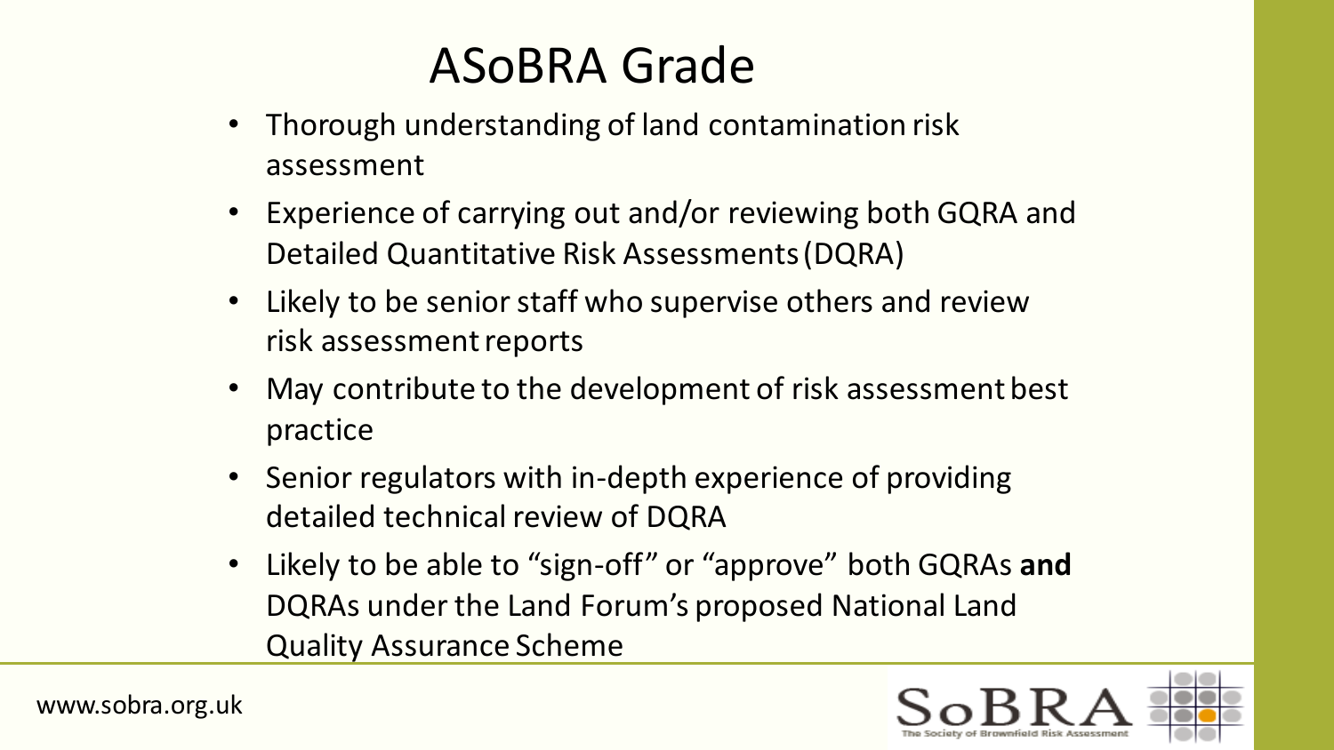# ASoBRA Grade

- Thorough understanding of land contamination risk assessment
- Experience of carrying out and/or reviewing both GQRA and Detailed Quantitative Risk Assessments (DQRA)
- Likely to be senior staff who supervise others and review risk assessment reports
- May contribute to the development of risk assessment best practice
- Senior regulators with in-depth experience of providing detailed technical review of DQRA
- Likely to be able to “sign-off” or “approve” both GQRAs **and** DQRAs under the Land Forum’s proposed National Land Quality Assurance Scheme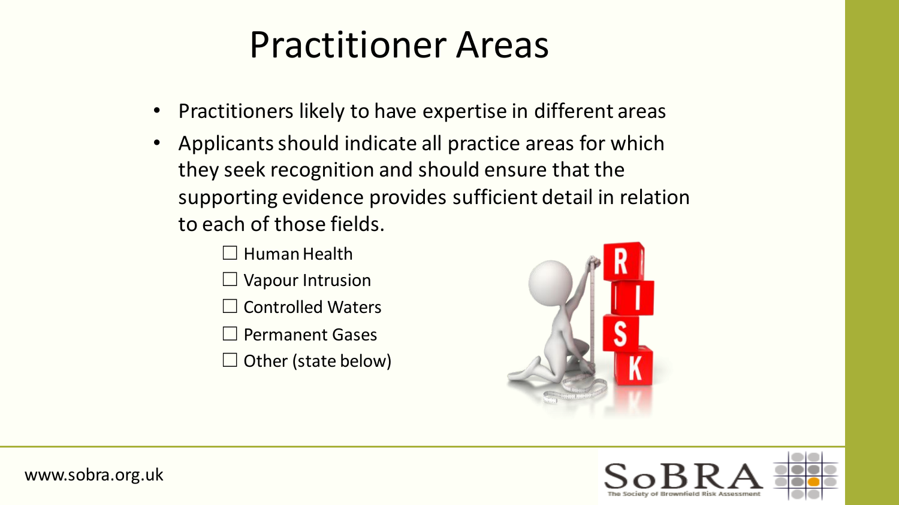# Practitioner Areas

- Practitioners likely to have expertise in different areas
- Applicants should indicate all practice areas for which they seek recognition and should ensure that the supporting evidence provides sufficient detail in relation to each of those fields.
  - ☐ Human Health
  - ☐ Vapour Intrusion
  - ☐ Controlled Waters
  - ☐ Permanent Gases
  - ☐ Other (state below)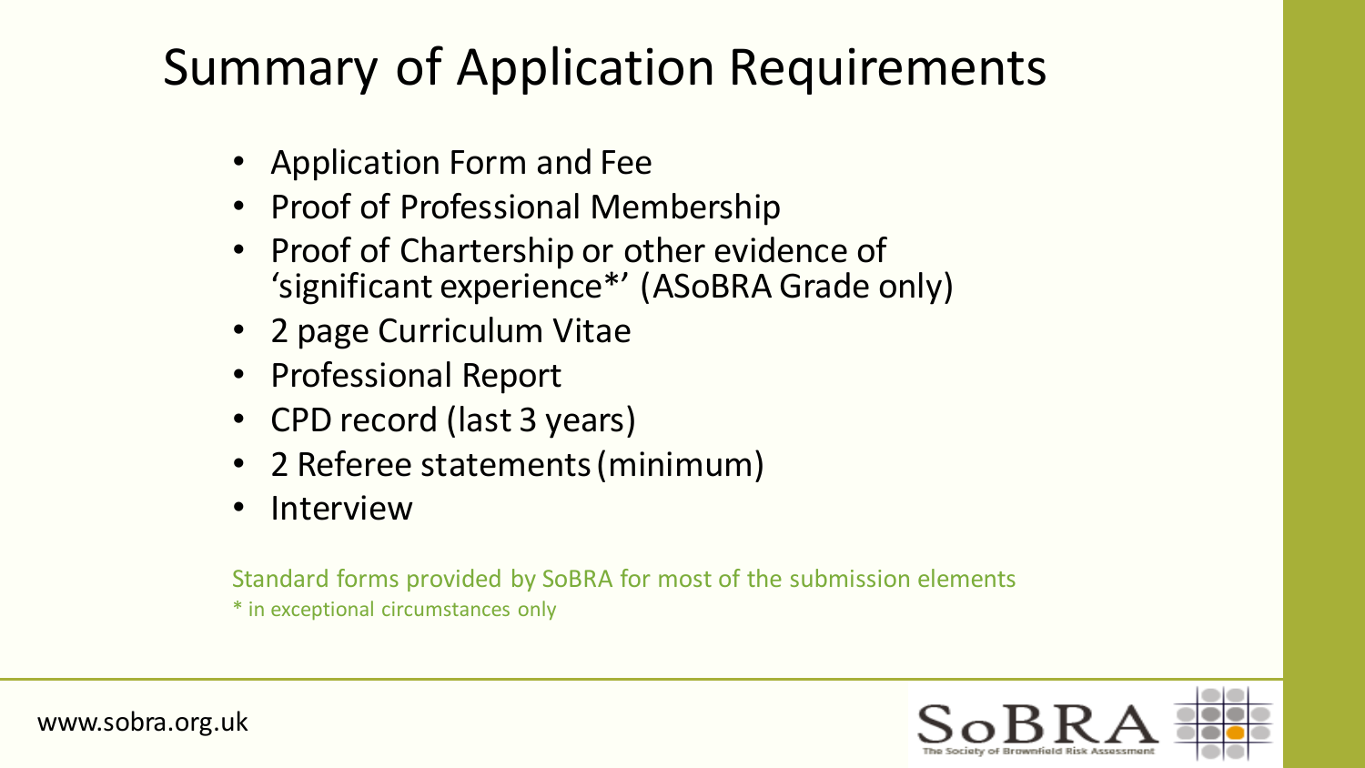# Summary of Application Requirements

- Application Form and Fee
- Proof of Professional Membership
- Proof of Chartership or other evidence of 'significant experience*' (ASoBRA Grade only)
- 2 page Curriculum Vitae
- Professional Report
- CPD record (last 3 years)
- 2 Referee statements (minimum)
- Interview

Standard forms provided by SoBRA for most of the submission elements

* in exceptional circumstances only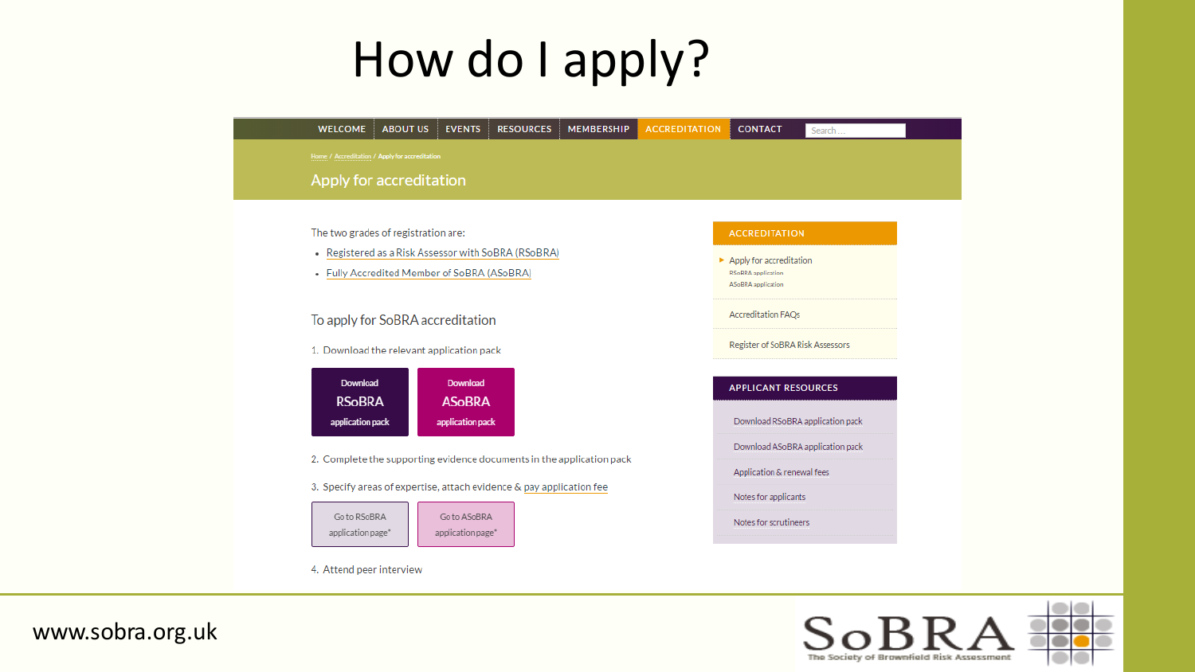# How do I apply?

WELCOME | ABOUT US | EVENTS | RESOURCES | MEMBERSHIP | ACCREDITATION | CONTACT

Home / Accreditation / Apply for accreditation

## Apply for accreditation

The two grades of registration are:

- Registered as a Risk Assessor with SoBRA (RSoBRA)
- Fully Accredited Member of SoBRA (ASoBRA)

### To apply for SoBRA accreditation

1. Download the relevant application pack

Download **RSoBRA** application pack | Download **ASoBRA** application pack

2. Complete the supporting evidence documents in the application pack
3. Specify areas of expertise, attach evidence & pay application fee

Go to RSoBRA application page* | Go to ASoBRA application page*

4. Attend peer interview

**ACCREDITATION**

- Apply for accreditation
  - RSoBRA application
  - ASoBRA application
- Accreditation FAQs
- Register of SoBRA Risk Assessors

**APPLICANT RESOURCES**

- Download RSoBRA application pack
- Download ASoBRA application pack
- Application & renewal fees
- Notes for applicants
- Notes for scrutineers

www.sobra.org.uk

SoBRA The Society of Brownfield Risk Assessment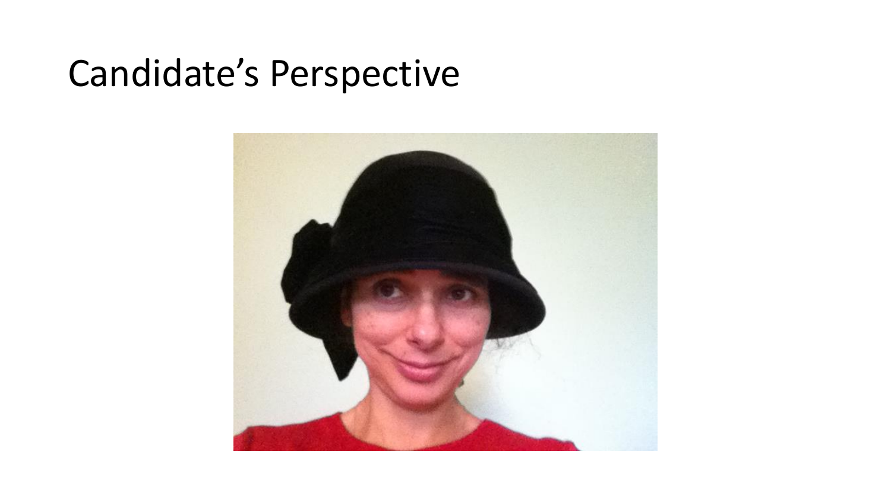# Candidate's Perspective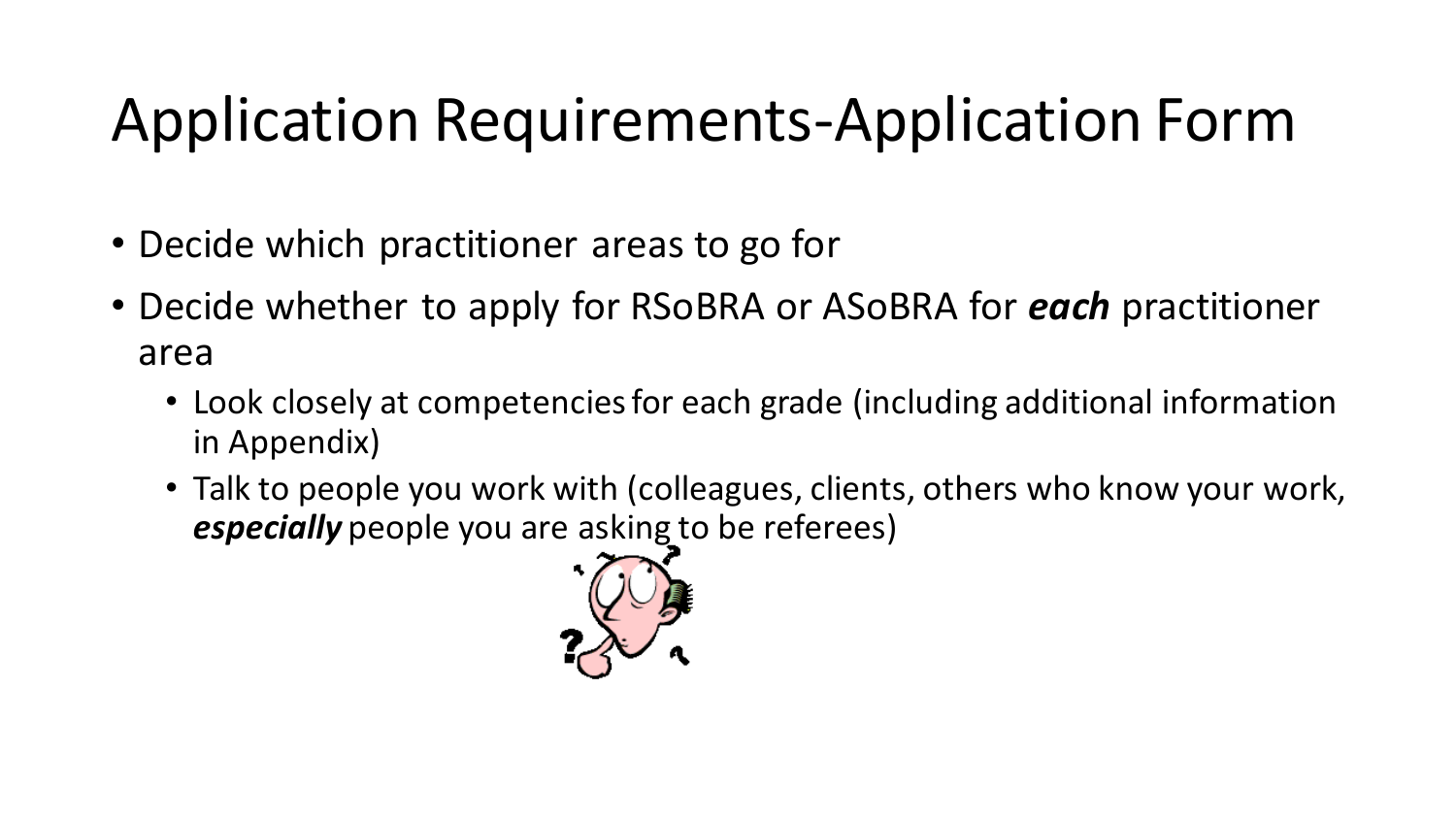# Application Requirements-Application Form

- Decide which practitioner areas to go for
- Decide whether to apply for RSoBRA or ASoBRA for ***each*** practitioner area
  - Look closely at competencies for each grade (including additional information in Appendix)
  - Talk to people you work with (colleagues, clients, others who know your work, ***especially*** people you are asking to be referees)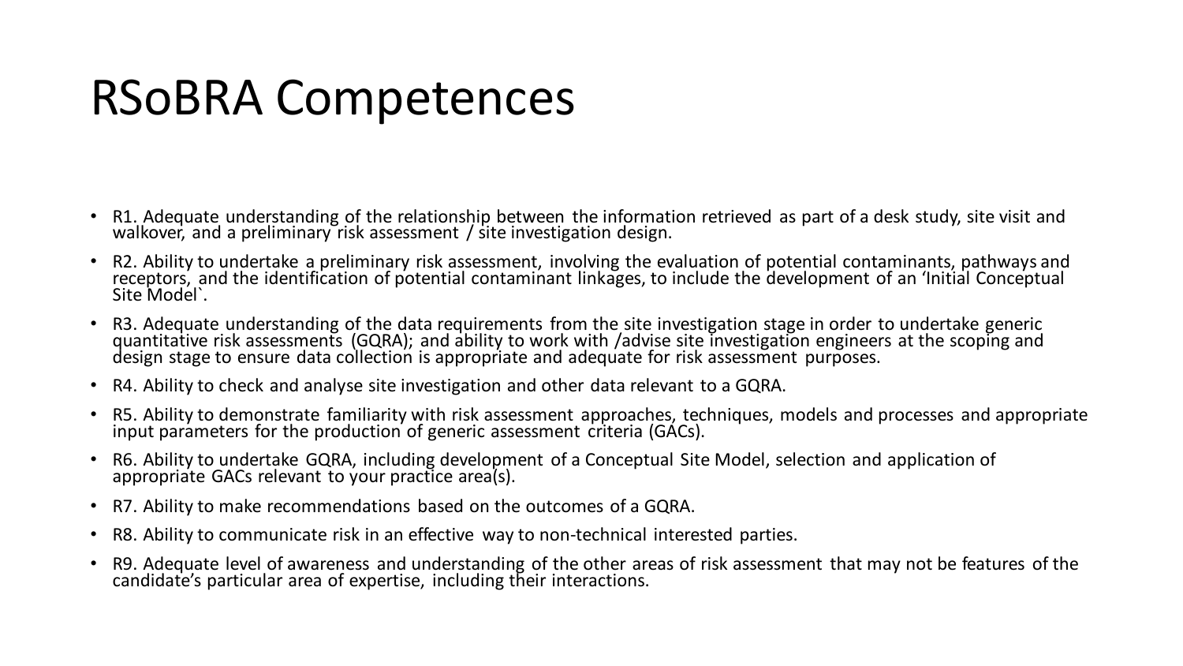# RSoBRA Competences

- R1. Adequate understanding of the relationship between the information retrieved as part of a desk study, site visit and walkover, and a preliminary risk assessment / site investigation design.
- R2. Ability to undertake a preliminary risk assessment, involving the evaluation of potential contaminants, pathways and receptors, and the identification of potential contaminant linkages, to include the development of an 'Initial Conceptual Site Model`.
- R3. Adequate understanding of the data requirements from the site investigation stage in order to undertake generic quantitative risk assessments (GQRA); and ability to work with /advise site investigation engineers at the scoping and design stage to ensure data collection is appropriate and adequate for risk assessment purposes.
- R4. Ability to check and analyse site investigation and other data relevant to a GQRA.
- R5. Ability to demonstrate familiarity with risk assessment approaches, techniques, models and processes and appropriate input parameters for the production of generic assessment criteria (GACs).
- R6. Ability to undertake GQRA, including development of a Conceptual Site Model, selection and application of appropriate GACs relevant to your practice area(s).
- R7. Ability to make recommendations based on the outcomes of a GQRA.
- R8. Ability to communicate risk in an effective way to non-technical interested parties.
- R9. Adequate level of awareness and understanding of the other areas of risk assessment that may not be features of the candidate's particular area of expertise, including their interactions.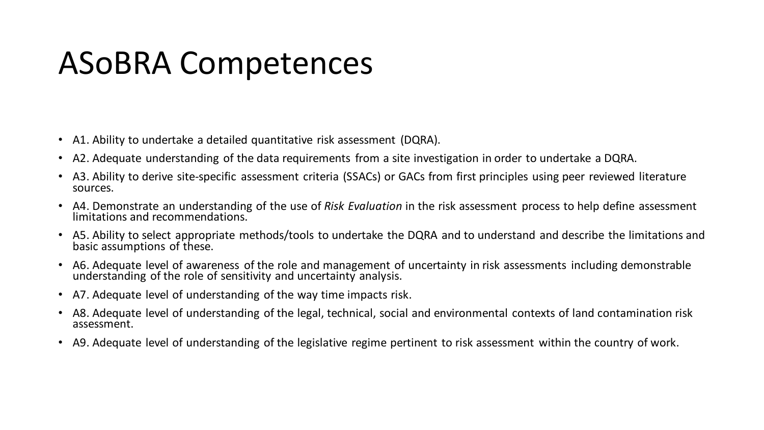# ASoBRA Competences

- A1. Ability to undertake a detailed quantitative risk assessment (DQRA).
- A2. Adequate understanding of the data requirements from a site investigation in order to undertake a DQRA.
- A3. Ability to derive site-specific assessment criteria (SSACs) or GACs from first principles using peer reviewed literature sources.
- A4. Demonstrate an understanding of the use of *Risk Evaluation* in the risk assessment process to help define assessment limitations and recommendations.
- A5. Ability to select appropriate methods/tools to undertake the DQRA and to understand and describe the limitations and basic assumptions of these.
- A6. Adequate level of awareness of the role and management of uncertainty in risk assessments including demonstrable understanding of the role of sensitivity and uncertainty analysis.
- A7. Adequate level of understanding of the way time impacts risk.
- A8. Adequate level of understanding of the legal, technical, social and environmental contexts of land contamination risk assessment.
- A9. Adequate level of understanding of the legislative regime pertinent to risk assessment within the country of work.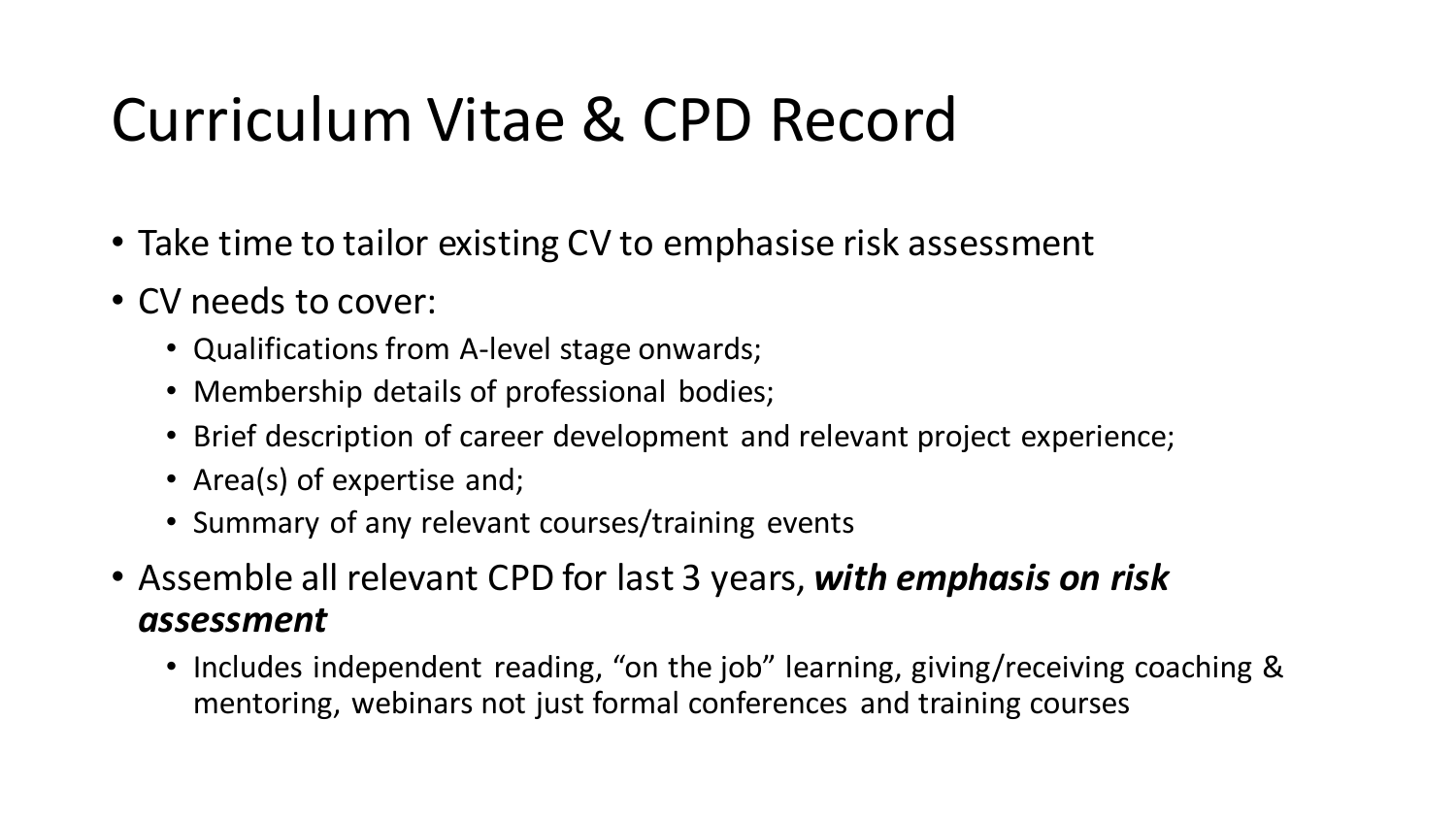# Curriculum Vitae & CPD Record

- Take time to tailor existing CV to emphasise risk assessment
- CV needs to cover:
  - Qualifications from A-level stage onwards;
  - Membership details of professional bodies;
  - Brief description of career development and relevant project experience;
  - Area(s) of expertise and;
  - Summary of any relevant courses/training events
- Assemble all relevant CPD for last 3 years, ***with emphasis on risk assessment***
  - Includes independent reading, "on the job" learning, giving/receiving coaching & mentoring, webinars not just formal conferences and training courses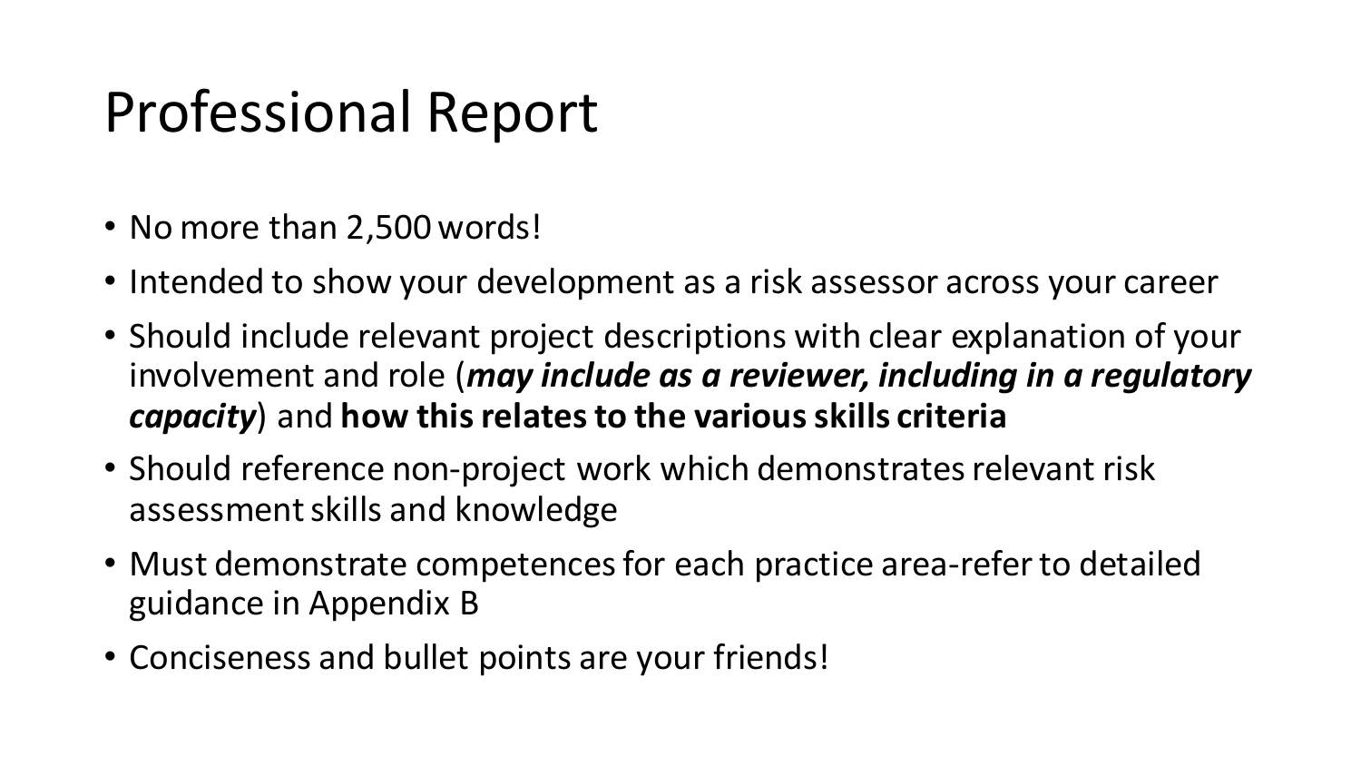# Professional Report

- No more than 2,500 words!
- Intended to show your development as a risk assessor across your career
- Should include relevant project descriptions with clear explanation of your involvement and role (***may include as a reviewer, including in a regulatory capacity***) and **how this relates to the various skills criteria**
- Should reference non-project work which demonstrates relevant risk assessment skills and knowledge
- Must demonstrate competences for each practice area-refer to detailed guidance in Appendix B
- Conciseness and bullet points are your friends!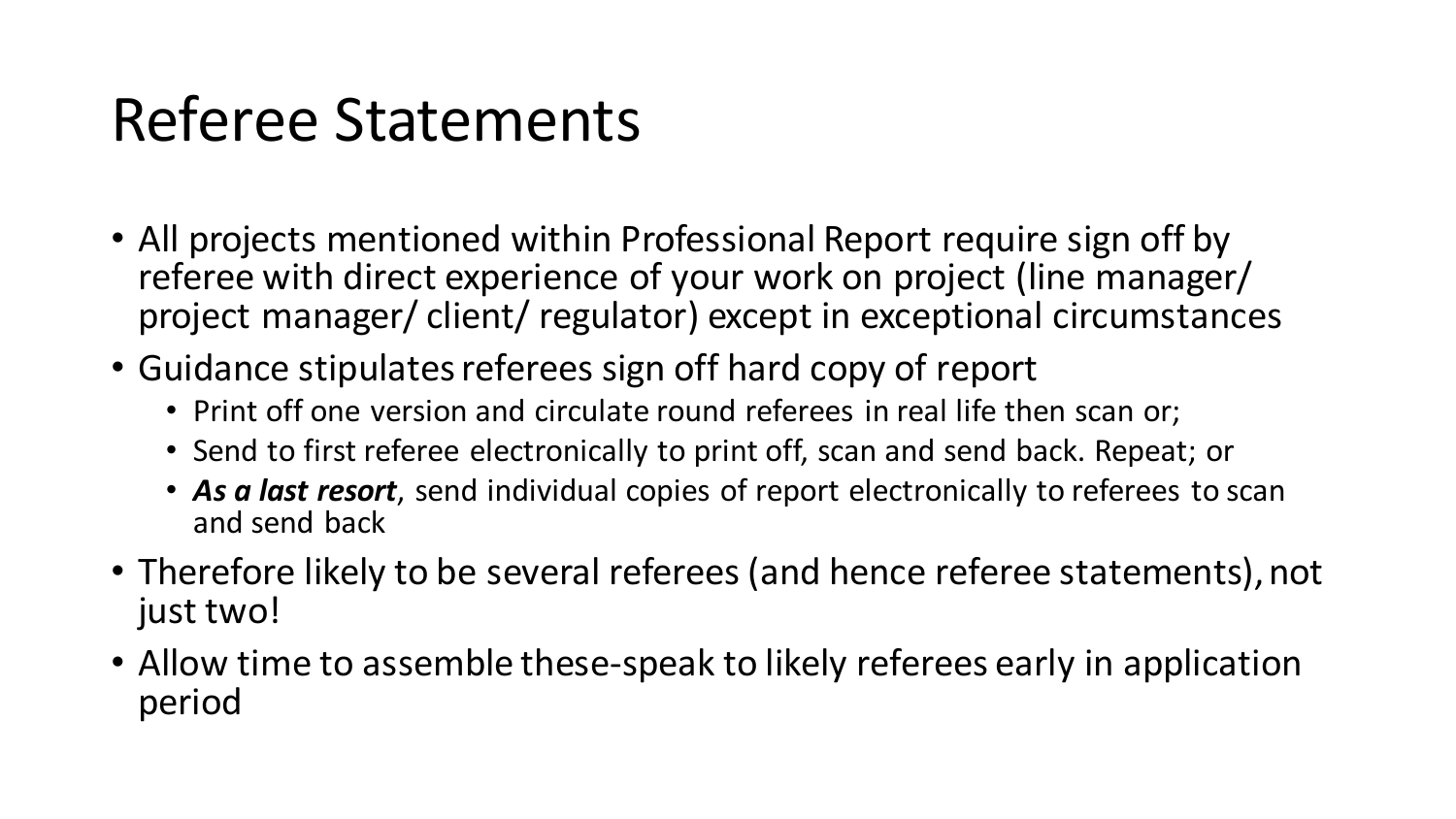# Referee Statements

- All projects mentioned within Professional Report require sign off by referee with direct experience of your work on project (line manager/ project manager/ client/ regulator) except in exceptional circumstances
- Guidance stipulates referees sign off hard copy of report
  - Print off one version and circulate round referees in real life then scan or;
  - Send to first referee electronically to print off, scan and send back. Repeat; or
  - ***As a last resort***, send individual copies of report electronically to referees to scan and send back
- Therefore likely to be several referees (and hence referee statements), not just two!
- Allow time to assemble these-speak to likely referees early in application period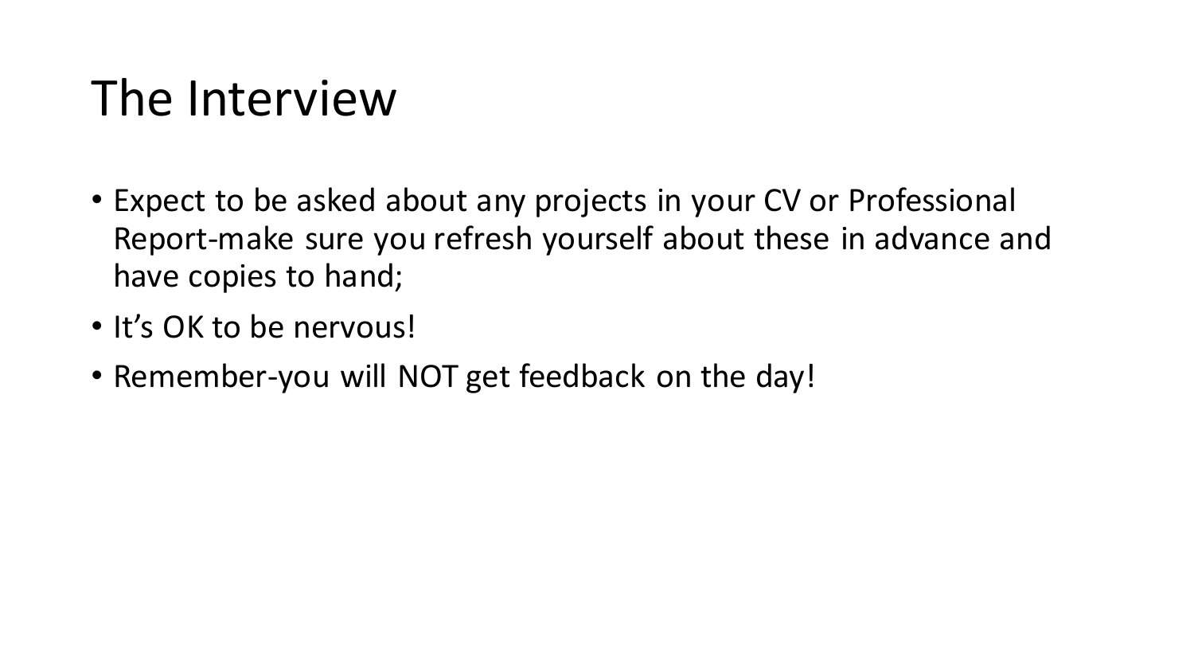# The Interview

- Expect to be asked about any projects in your CV or Professional Report-make sure you refresh yourself about these in advance and have copies to hand;
- It's OK to be nervous!
- Remember-you will NOT get feedback on the day!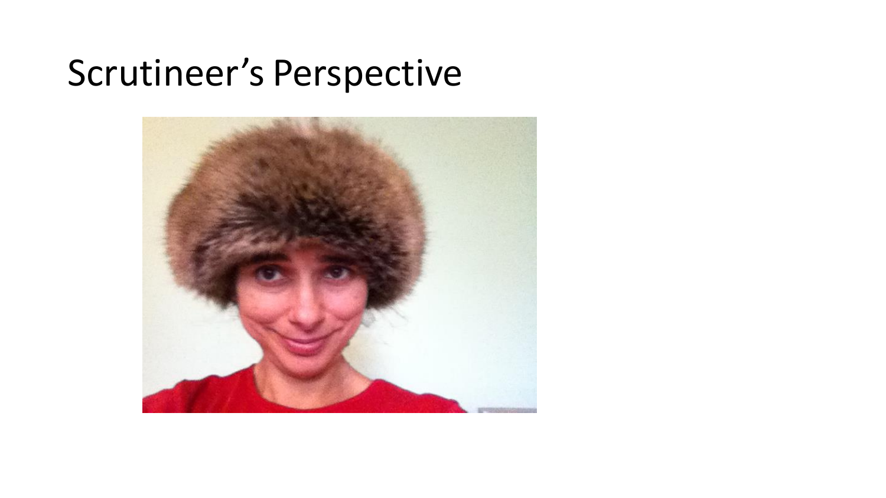# Scrutineer's Perspective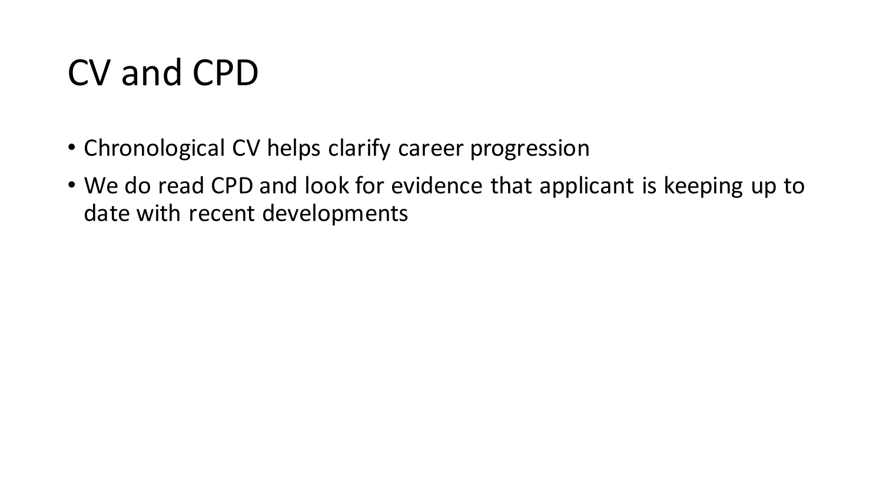# CV and CPD

- Chronological CV helps clarify career progression
- We do read CPD and look for evidence that applicant is keeping up to date with recent developments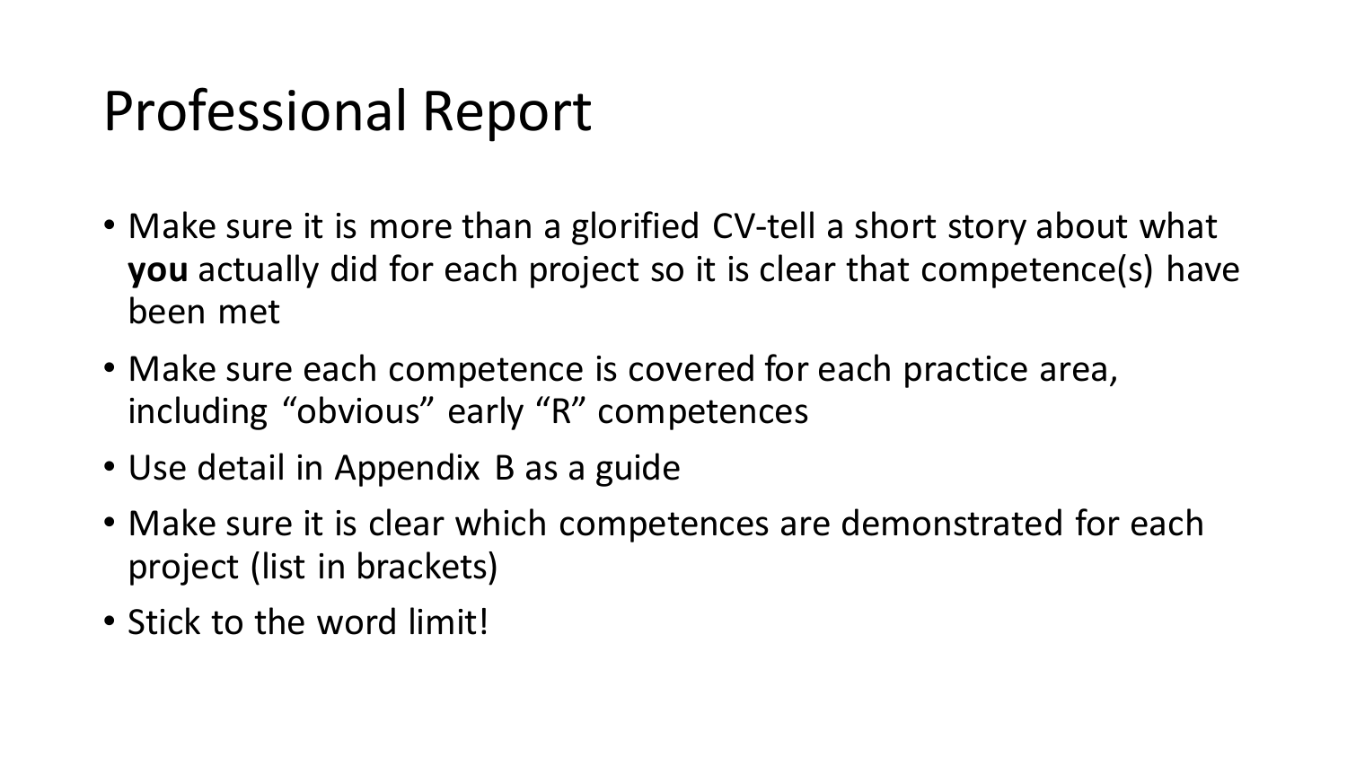# Professional Report

- Make sure it is more than a glorified CV-tell a short story about what **you** actually did for each project so it is clear that competence(s) have been met
- Make sure each competence is covered for each practice area, including “obvious” early “R” competences
- Use detail in Appendix B as a guide
- Make sure it is clear which competences are demonstrated for each project (list in brackets)
- Stick to the word limit!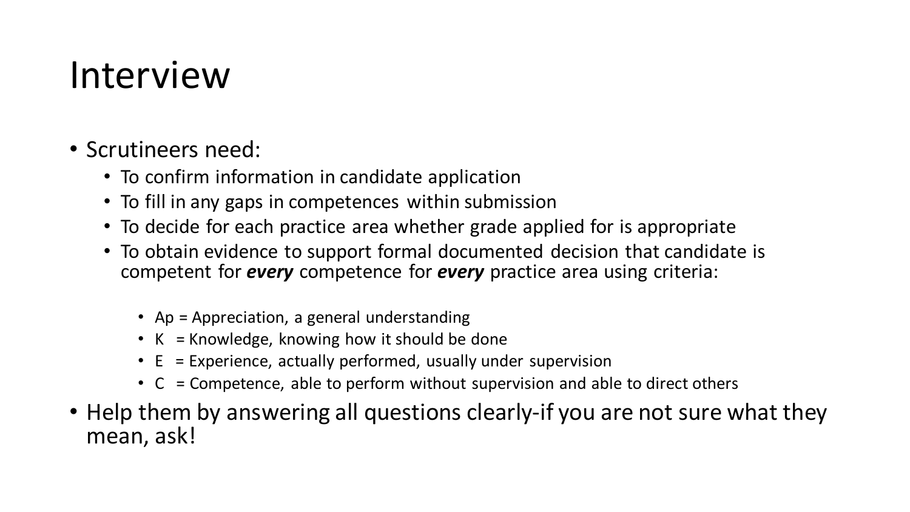# Interview

- Scrutineers need:
  - To confirm information in candidate application
  - To fill in any gaps in competences within submission
  - To decide for each practice area whether grade applied for is appropriate
  - To obtain evidence to support formal documented decision that candidate is competent for ***every*** competence for ***every*** practice area using criteria:
    - Ap = Appreciation, a general understanding
    - K = Knowledge, knowing how it should be done
    - E = Experience, actually performed, usually under supervision
    - C = Competence, able to perform without supervision and able to direct others
- Help them by answering all questions clearly-if you are not sure what they mean, ask!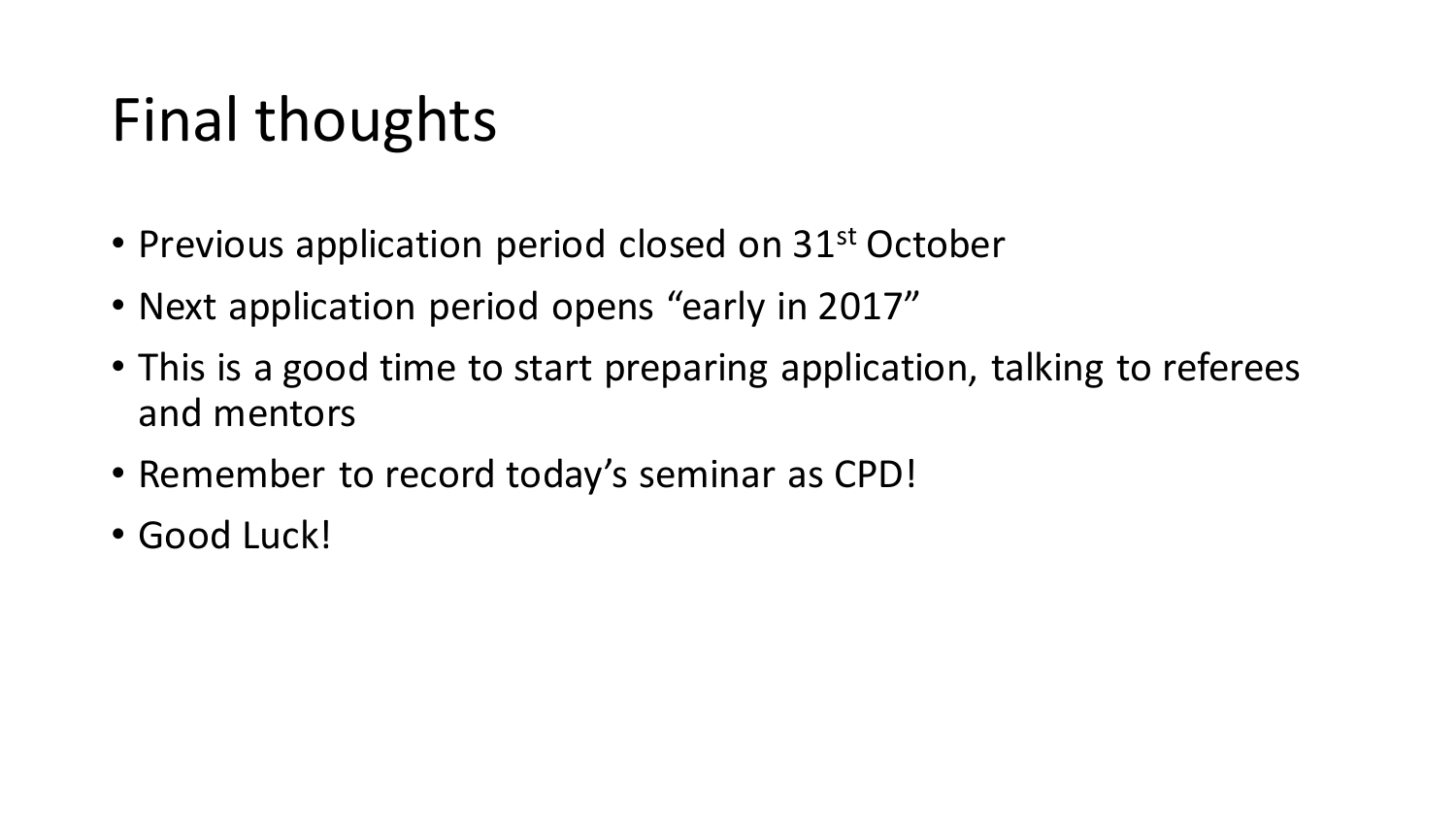# Final thoughts

- Previous application period closed on 31st October
- Next application period opens "early in 2017"
- This is a good time to start preparing application, talking to referees and mentors
- Remember to record today's seminar as CPD!
- Good Luck!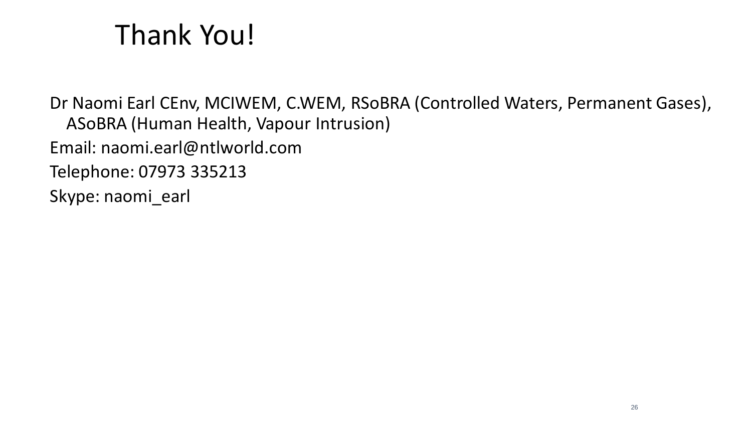# Thank You!

Dr Naomi Earl CEnv, MCIWEM, C.WEM, RSoBRA (Controlled Waters, Permanent Gases), ASoBRA (Human Health, Vapour Intrusion)

Email: naomi.earl@ntlworld.com

Telephone: 07973 335213

Skype: naomi_earl